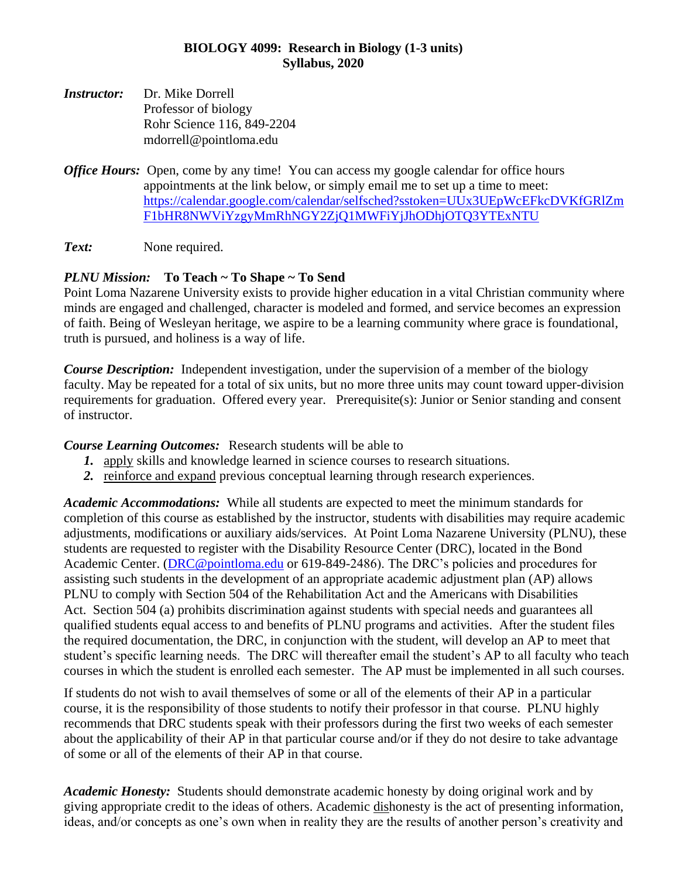**BIOLOGY 4099: Research in Biology (1-3 units)**
**Syllabus, 2020**

***Instructor:*** Dr. Mike Dorrell
Professor of biology
Rohr Science 116, 849-2204
mdorrell@pointloma.edu

***Office Hours:*** Open, come by any time! You can access my google calendar for office hours appointments at the link below, or simply email me to set up a time to meet: [https://calendar.google.com/calendar/selfsched?sstoken=UUx3UEpWcEFkcDVKfGRlZmF1bHR8NWViYzgyMmRhNGY2ZjQ1MWFiYjJhODhjOTQ3YTExNTU](https://calendar.google.com/calendar/selfsched?sstoken=UUx3UEpWcEFkcDVKfGRlZmF1bHR8NWViYzgyMmRhNGY2ZjQ1MWFiYjJhODhjOTQ3YTExNTU)

***Text:*** None required.

***PLNU Mission:*** **To Teach ~ To Shape ~ To Send**
Point Loma Nazarene University exists to provide higher education in a vital Christian community where minds are engaged and challenged, character is modeled and formed, and service becomes an expression of faith. Being of Wesleyan heritage, we aspire to be a learning community where grace is foundational, truth is pursued, and holiness is a way of life.

***Course Description:*** Independent investigation, under the supervision of a member of the biology faculty. May be repeated for a total of six units, but no more three units may count toward upper-division requirements for graduation. Offered every year. Prerequisite(s): Junior or Senior standing and consent of instructor.

***Course Learning Outcomes:*** Research students will be able to

1. apply skills and knowledge learned in science courses to research situations.
2. reinforce and expand previous conceptual learning through research experiences.

***Academic Accommodations:*** While all students are expected to meet the minimum standards for completion of this course as established by the instructor, students with disabilities may require academic adjustments, modifications or auxiliary aids/services. At Point Loma Nazarene University (PLNU), these students are requested to register with the Disability Resource Center (DRC), located in the Bond Academic Center. ([DRC@pointloma.edu](mailto:DRC@pointloma.edu) or 619-849-2486). The DRC's policies and procedures for assisting such students in the development of an appropriate academic adjustment plan (AP) allows PLNU to comply with Section 504 of the Rehabilitation Act and the Americans with Disabilities Act. Section 504 (a) prohibits discrimination against students with special needs and guarantees all qualified students equal access to and benefits of PLNU programs and activities. After the student files the required documentation, the DRC, in conjunction with the student, will develop an AP to meet that student's specific learning needs. The DRC will thereafter email the student's AP to all faculty who teach courses in which the student is enrolled each semester. The AP must be implemented in all such courses.

If students do not wish to avail themselves of some or all of the elements of their AP in a particular course, it is the responsibility of those students to notify their professor in that course. PLNU highly recommends that DRC students speak with their professors during the first two weeks of each semester about the applicability of their AP in that particular course and/or if they do not desire to take advantage of some or all of the elements of their AP in that course.

***Academic Honesty:*** Students should demonstrate academic honesty by doing original work and by giving appropriate credit to the ideas of others. Academic dishonesty is the act of presenting information, ideas, and/or concepts as one's own when in reality they are the results of another person's creativity and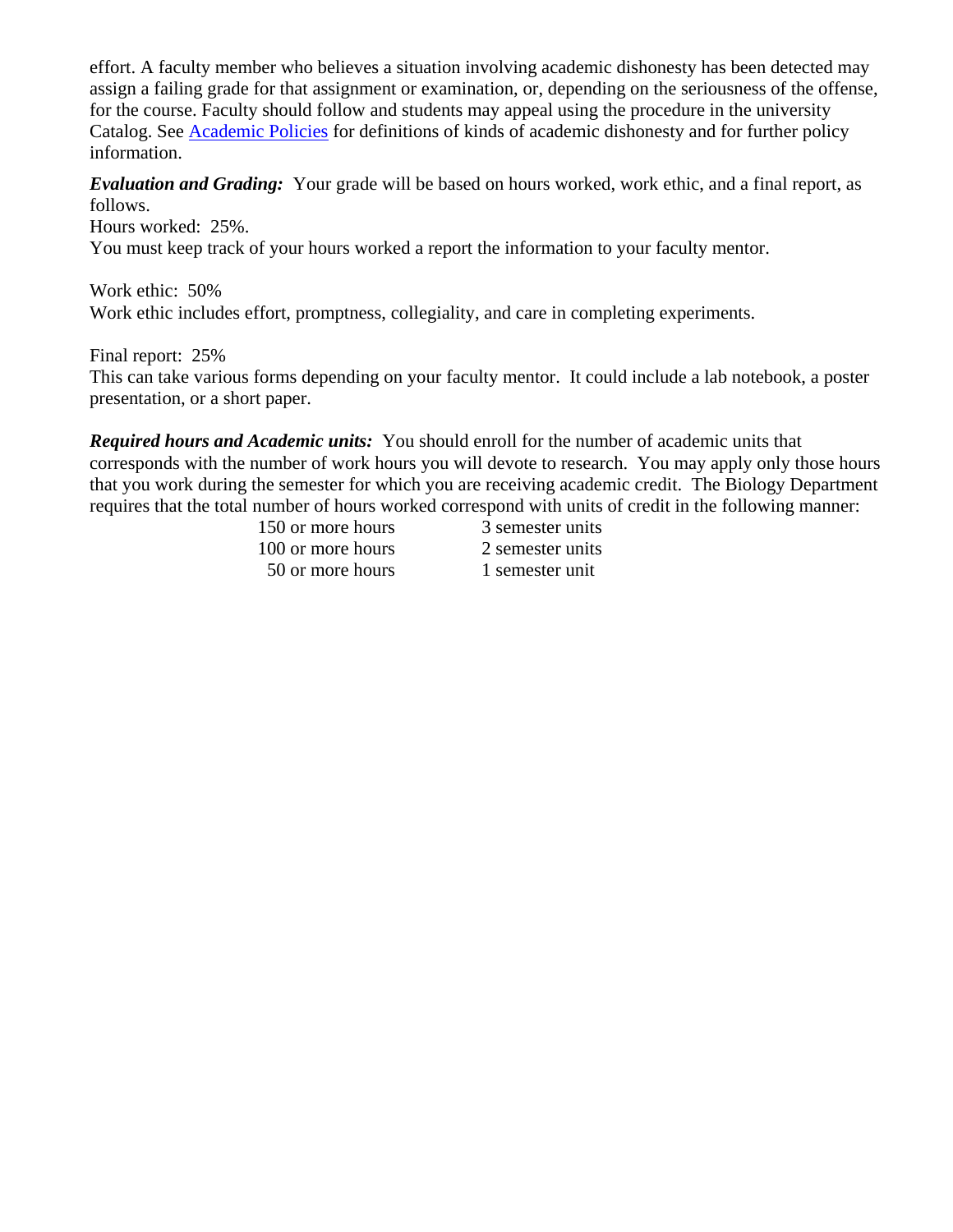effort. A faculty member who believes a situation involving academic dishonesty has been detected may assign a failing grade for that assignment or examination, or, depending on the seriousness of the offense, for the course. Faculty should follow and students may appeal using the procedure in the university Catalog. See Academic Policies for definitions of kinds of academic dishonesty and for further policy information.

***Evaluation and Grading:*** Your grade will be based on hours worked, work ethic, and a final report, as follows.

Hours worked: 25%.

You must keep track of your hours worked a report the information to your faculty mentor.

Work ethic: 50%

Work ethic includes effort, promptness, collegiality, and care in completing experiments.

Final report: 25%

This can take various forms depending on your faculty mentor. It could include a lab notebook, a poster presentation, or a short paper.

***Required hours and Academic units:*** You should enroll for the number of academic units that corresponds with the number of work hours you will devote to research. You may apply only those hours that you work during the semester for which you are receiving academic credit. The Biology Department requires that the total number of hours worked correspond with units of credit in the following manner:

| | |
|---|---|
| 150 or more hours | 3 semester units |
| 100 or more hours | 2 semester units |
| 50 or more hours | 1 semester unit |